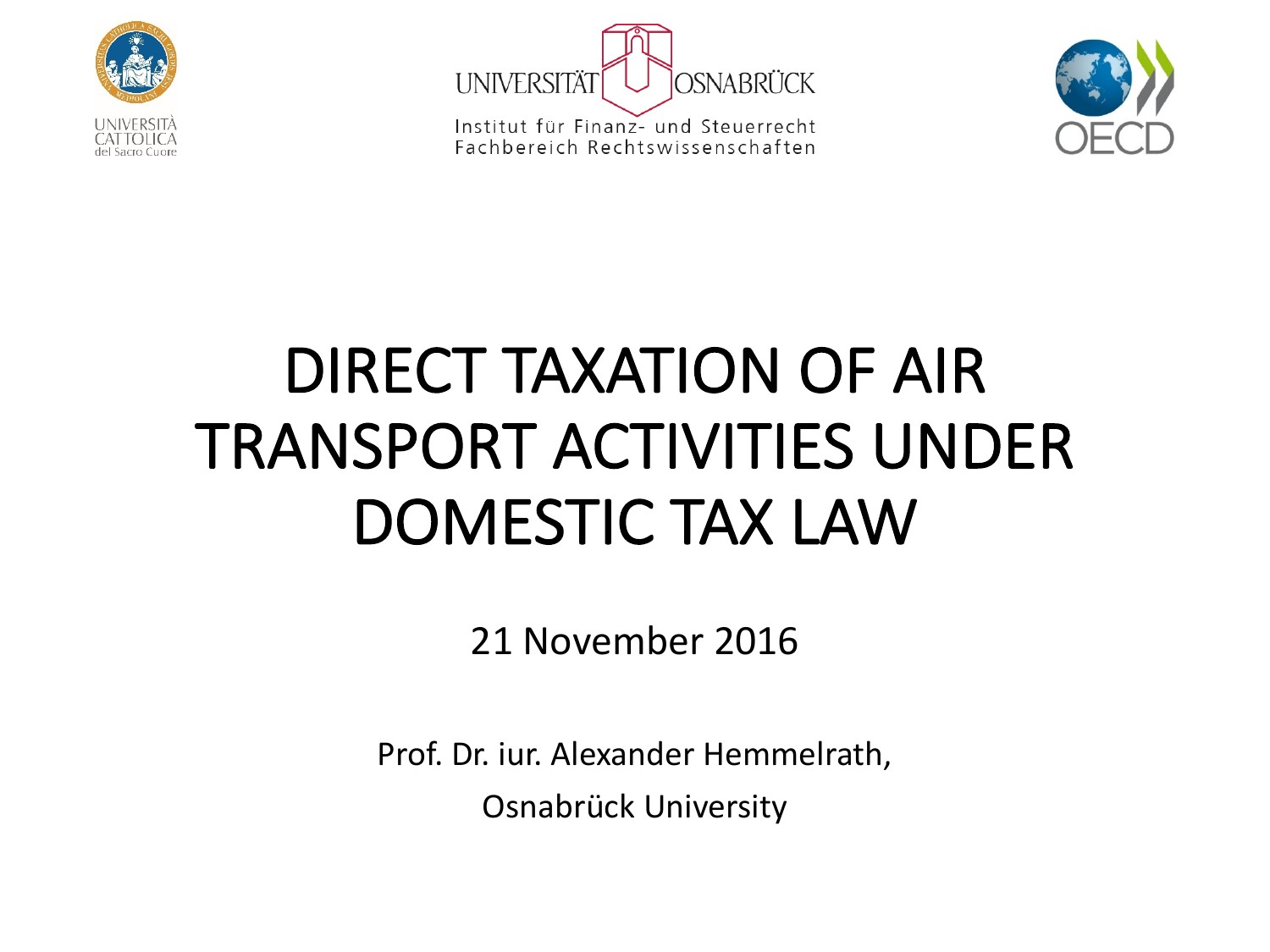UNIVERSITÀ CATTOLICA del Sacro Cuore

UNIVERSITÄT OSNABRÜCK
Institut für Finanz- und Steuerrecht
Fachbereich Rechtswissenschaften

OECD

# DIRECT TAXATION OF AIR TRANSPORT ACTIVITIES UNDER DOMESTIC TAX LAW

21 November 2016

Prof. Dr. iur. Alexander Hemmelrath,

Osnabrück University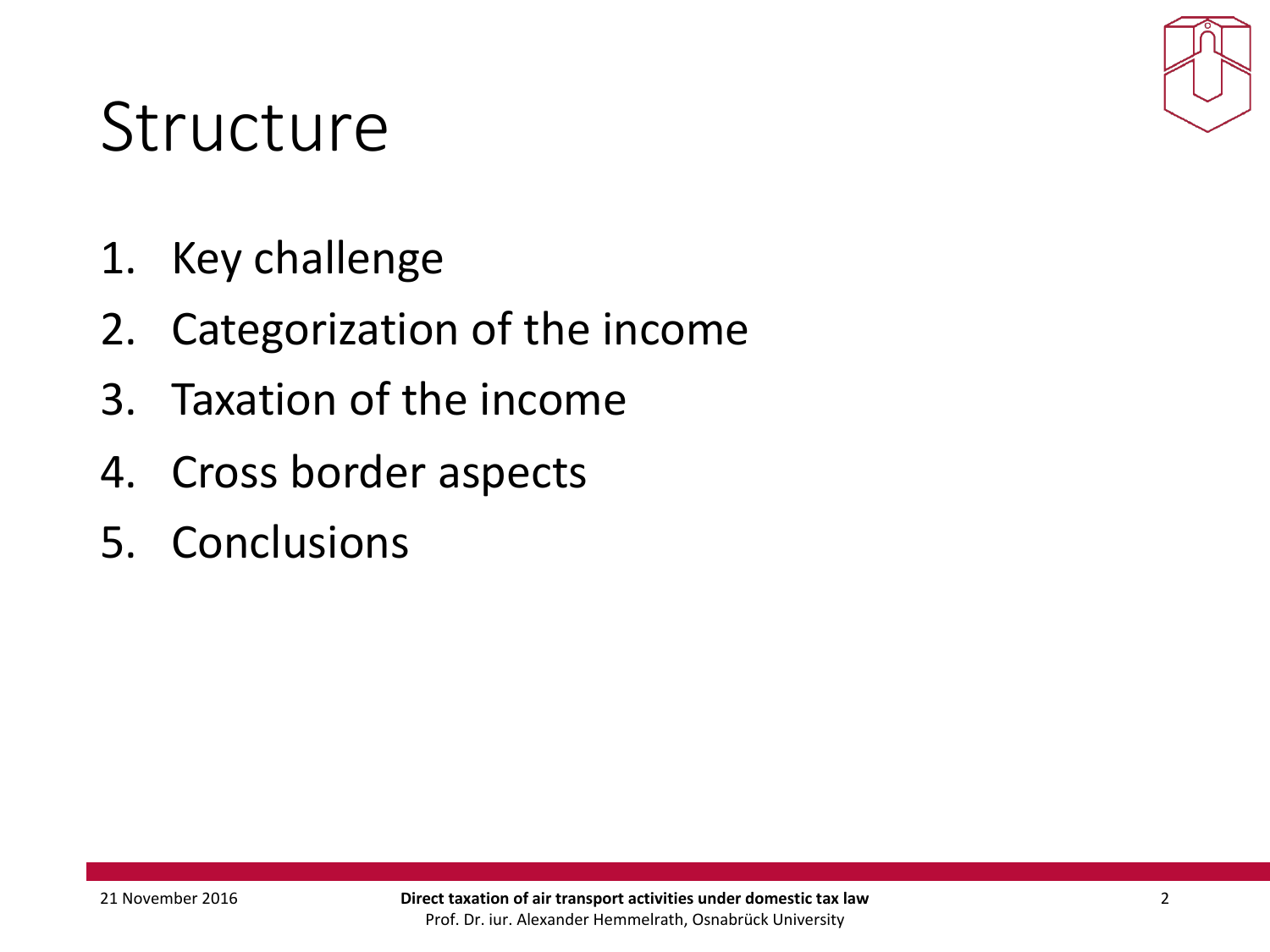# Structure

1. Key challenge
2. Categorization of the income
3. Taxation of the income
4. Cross border aspects
5. Conclusions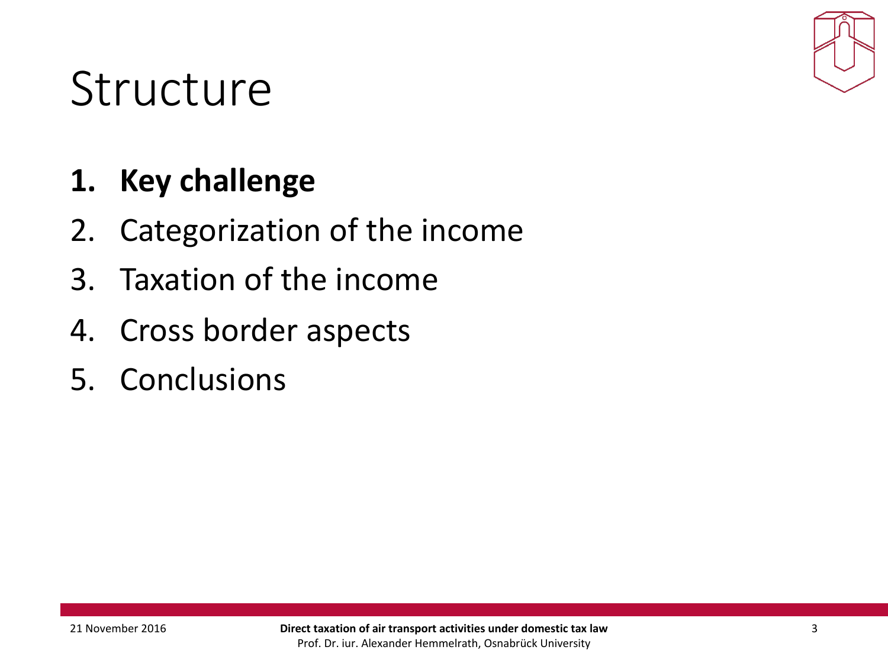# Structure

1. **Key challenge**
2. Categorization of the income
3. Taxation of the income
4. Cross border aspects
5. Conclusions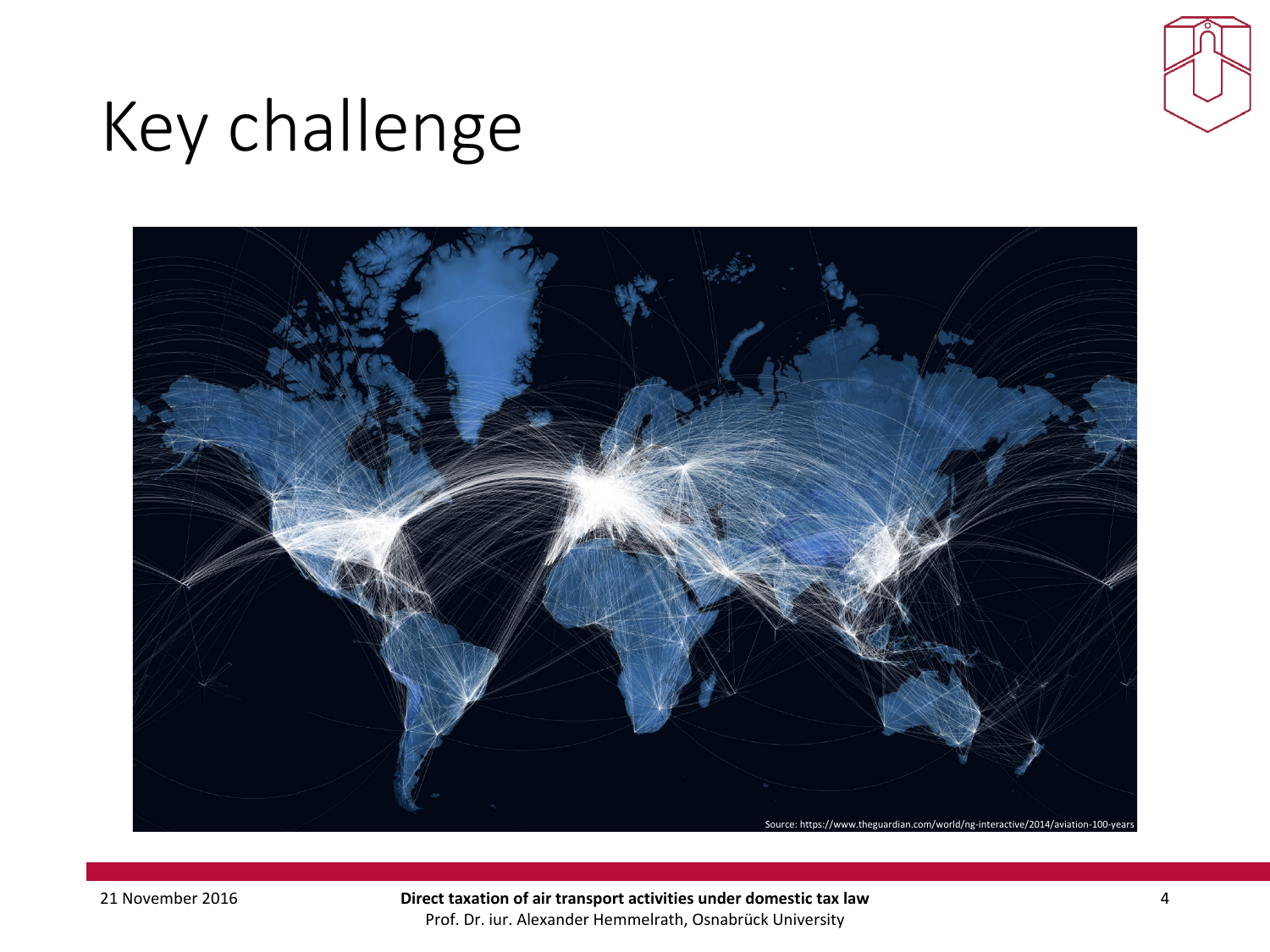# Key challenge

Source: https://www.theguardian.com/world/ng-interactive/2014/aviation-100-years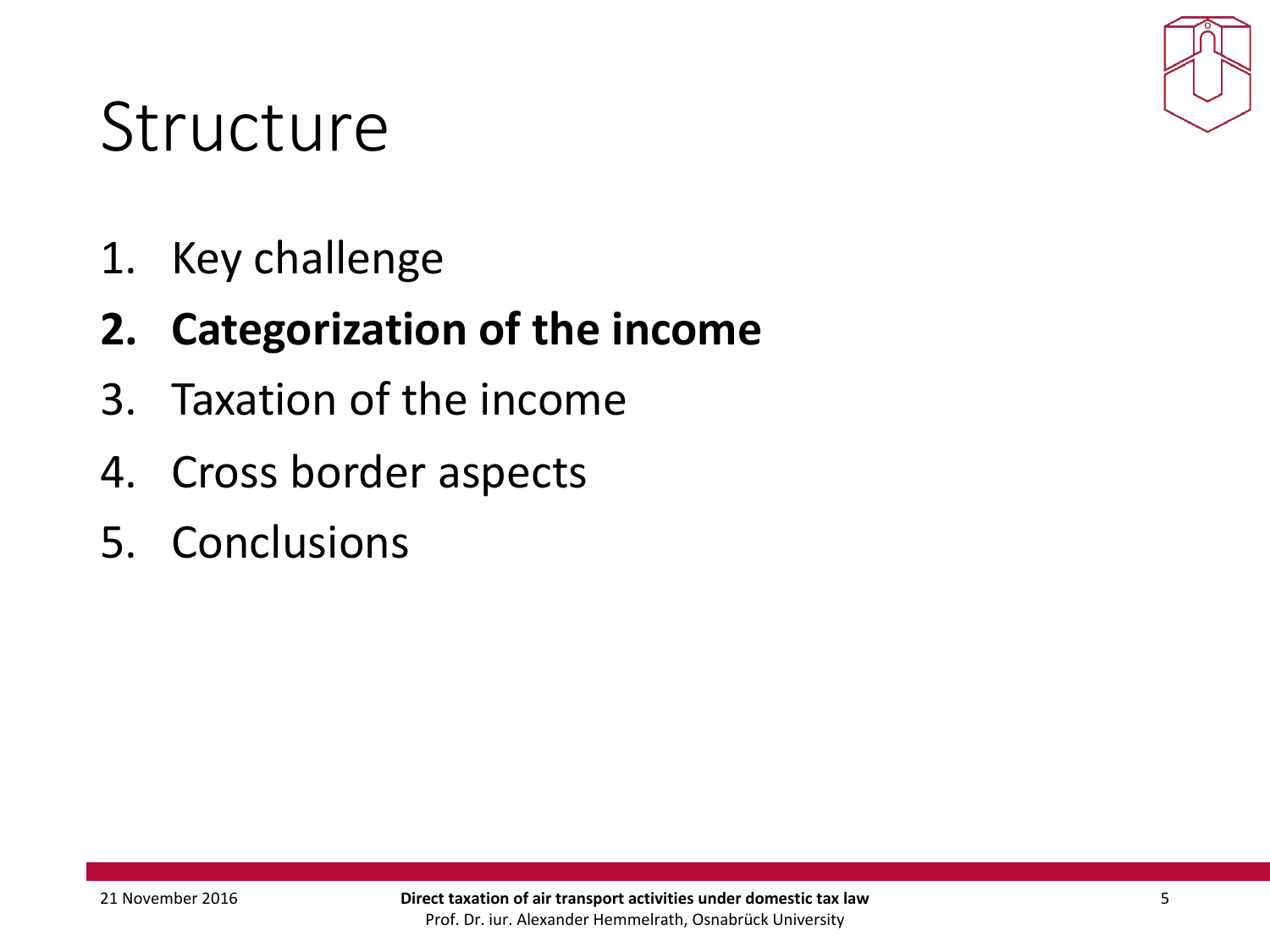# Structure

1. Key challenge
2. **Categorization of the income**
3. Taxation of the income
4. Cross border aspects
5. Conclusions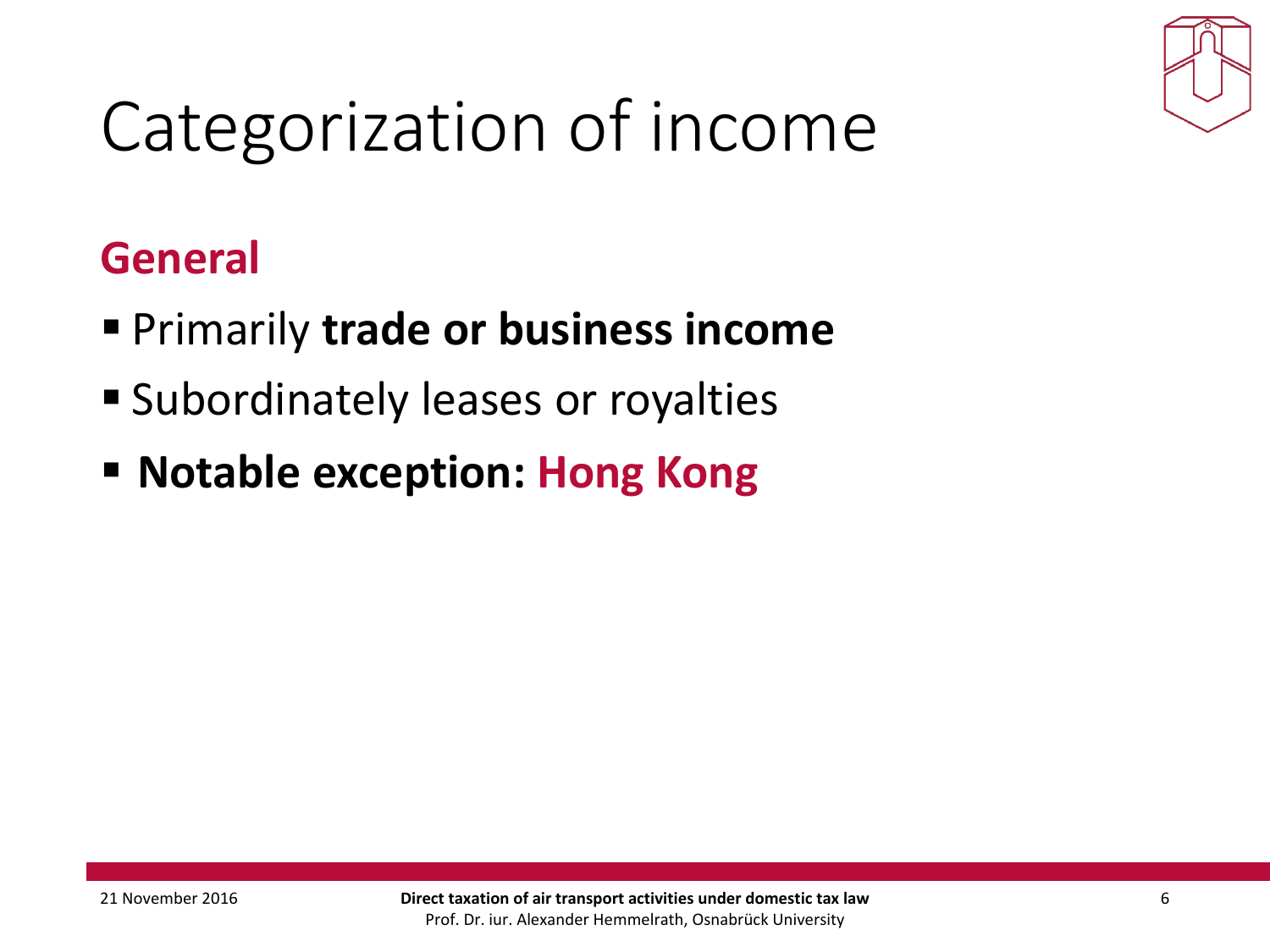# Categorization of income

## General

- Primarily **trade or business income**
- Subordinately leases or royalties
- **Notable exception: Hong Kong**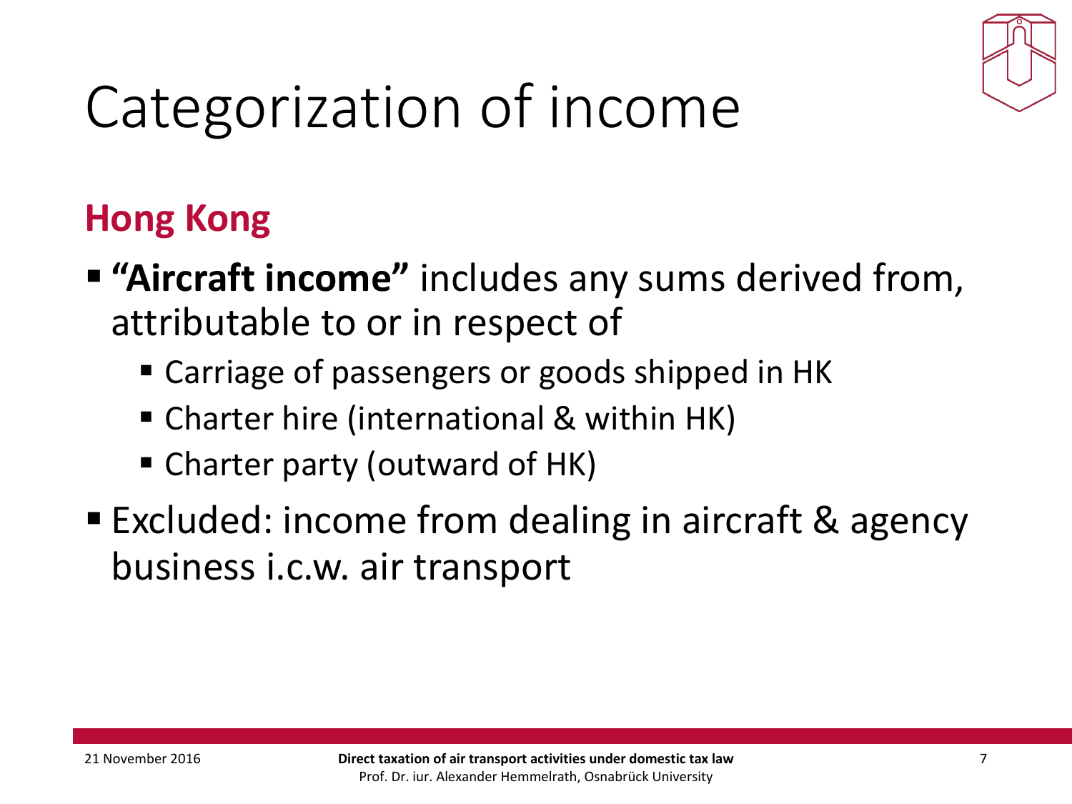# Categorization of income

## Hong Kong

- **"Aircraft income"** includes any sums derived from, attributable to or in respect of
  - Carriage of passengers or goods shipped in HK
  - Charter hire (international & within HK)
  - Charter party (outward of HK)
- Excluded: income from dealing in aircraft & agency business i.c.w. air transport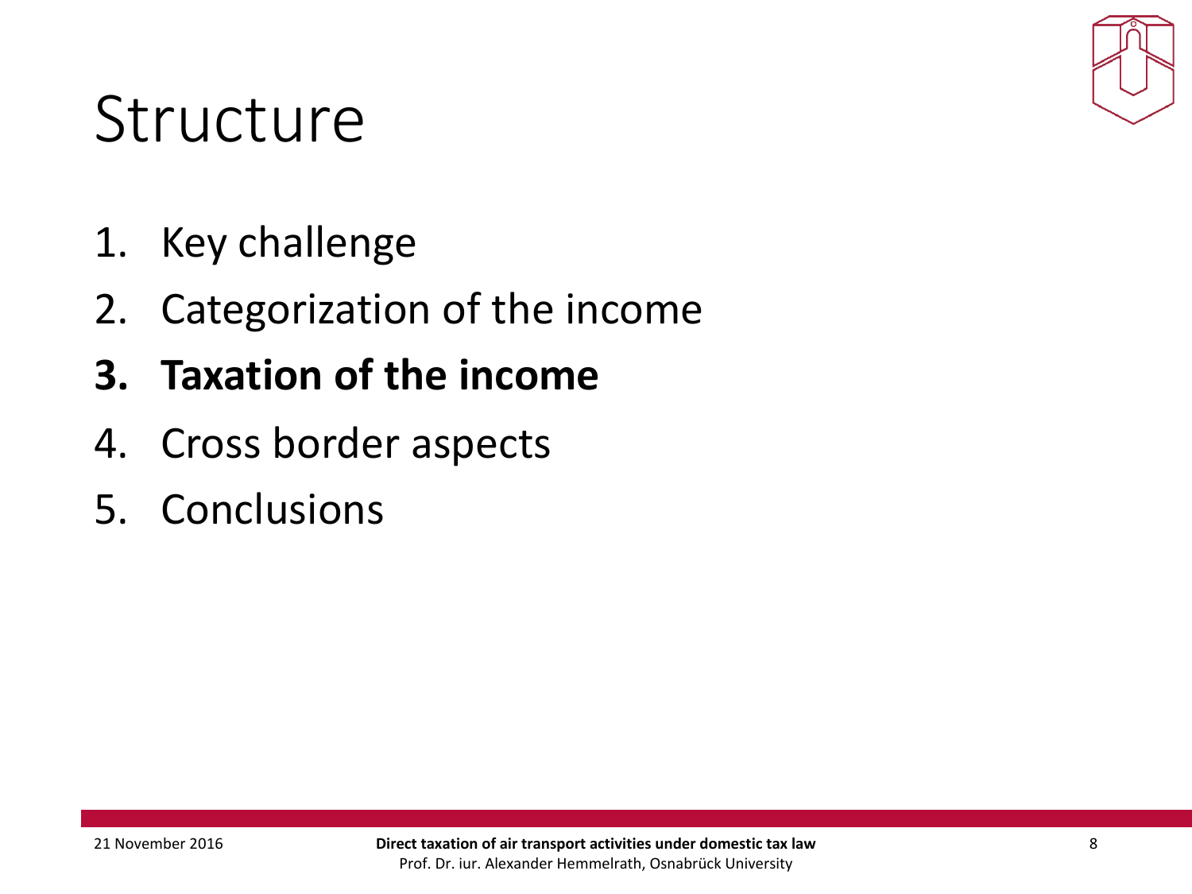# Structure

1. Key challenge
2. Categorization of the income
3. **Taxation of the income**
4. Cross border aspects
5. Conclusions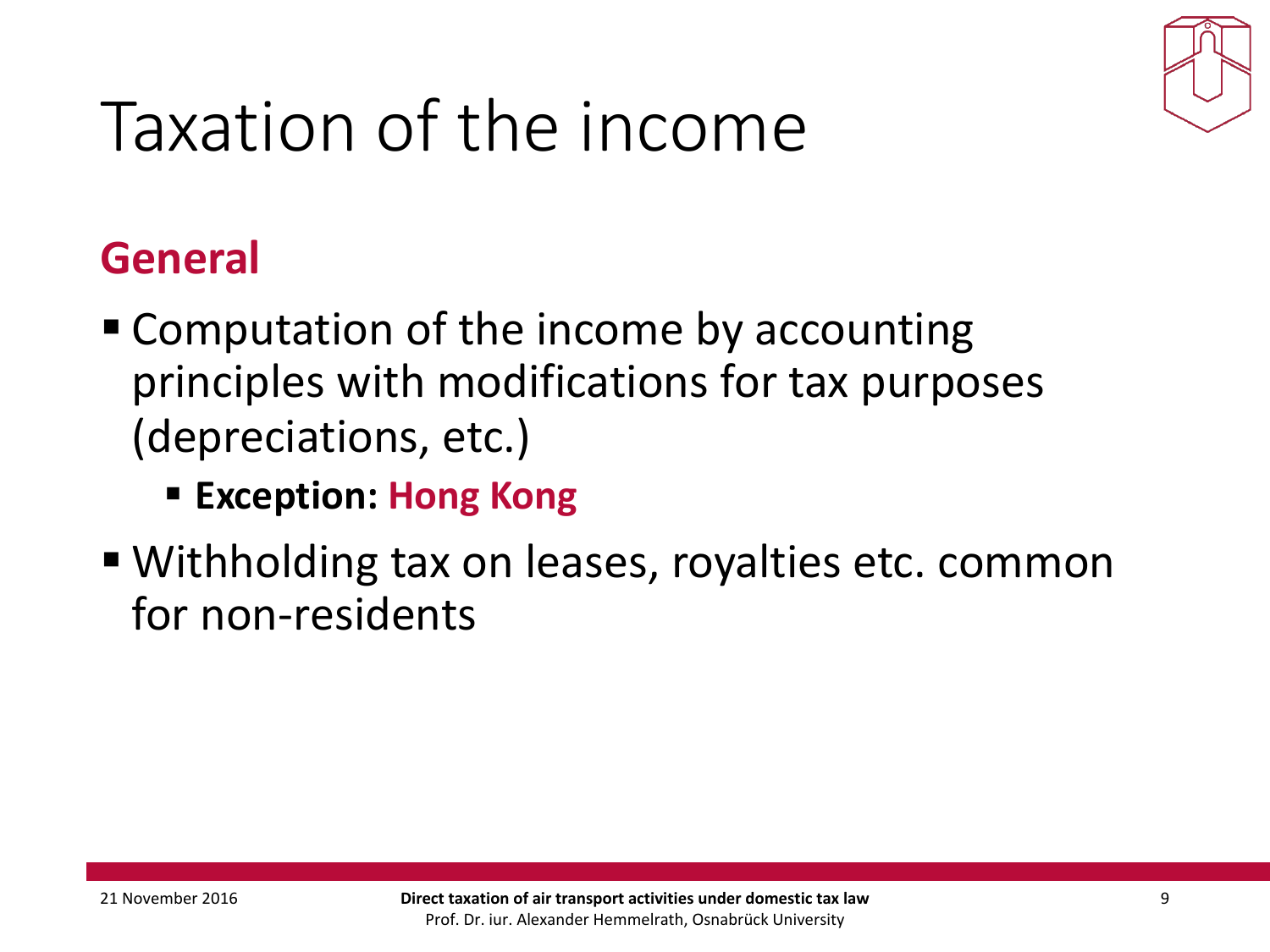# Taxation of the income

## General

- Computation of the income by accounting principles with modifications for tax purposes (depreciations, etc.)
  - **Exception: Hong Kong**
- Withholding tax on leases, royalties etc. common for non-residents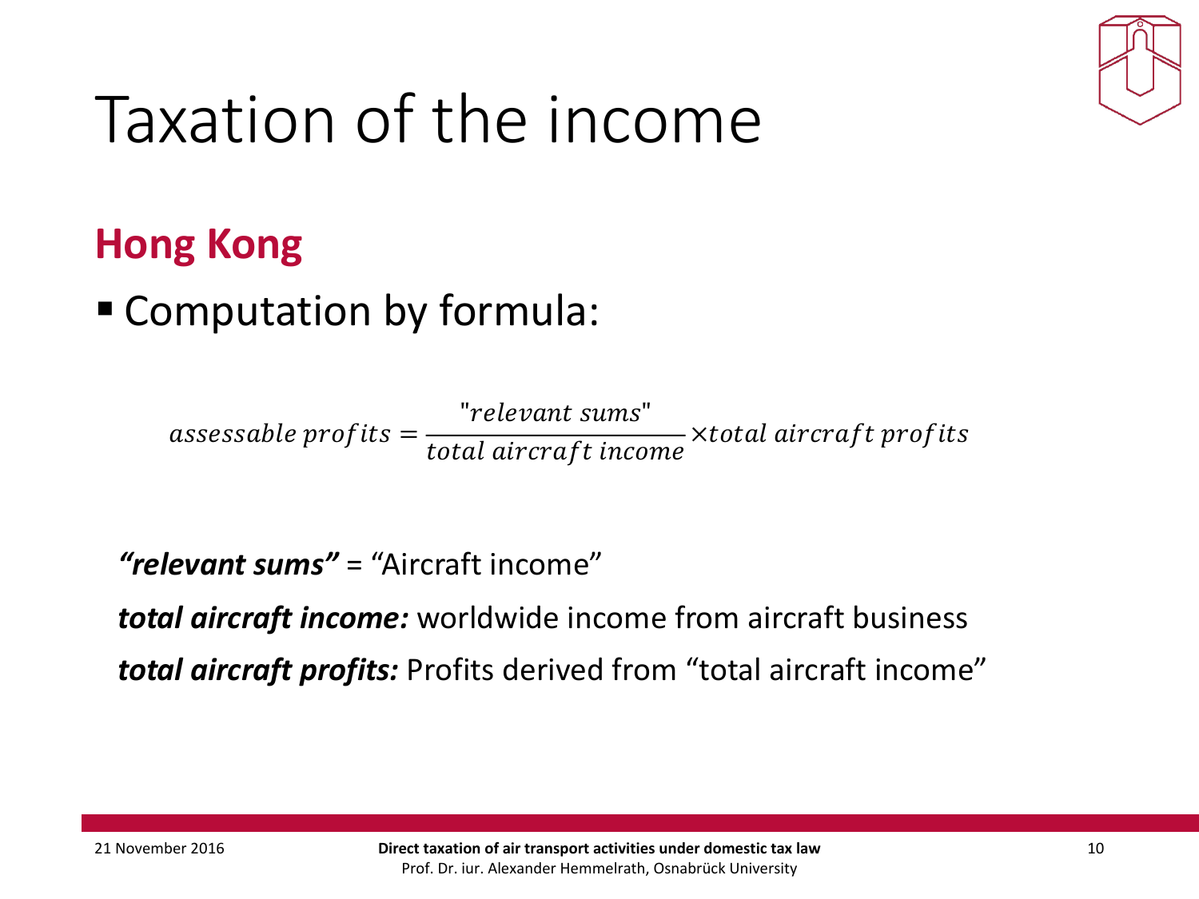# Taxation of the income

## Hong Kong

- Computation by formula:

$$assessable\ profits = \frac{\text{"}relevant\ sums\text{"}}{total\ aircraft\ income} \times total\ aircraft\ profits$$

***"relevant sums"*** = "Aircraft income"

***total aircraft income:*** worldwide income from aircraft business

***total aircraft profits:*** Profits derived from "total aircraft income"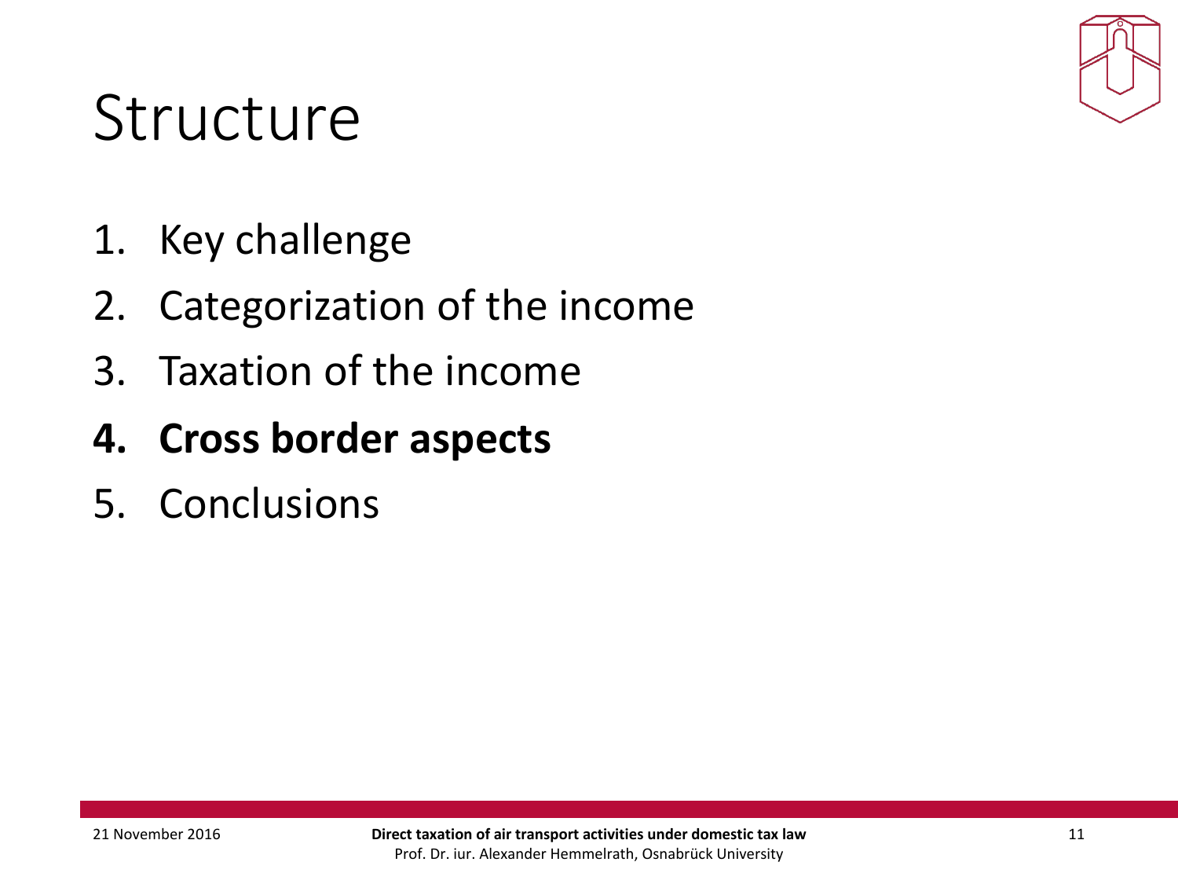# Structure

1. Key challenge
2. Categorization of the income
3. Taxation of the income
4. **Cross border aspects**
5. Conclusions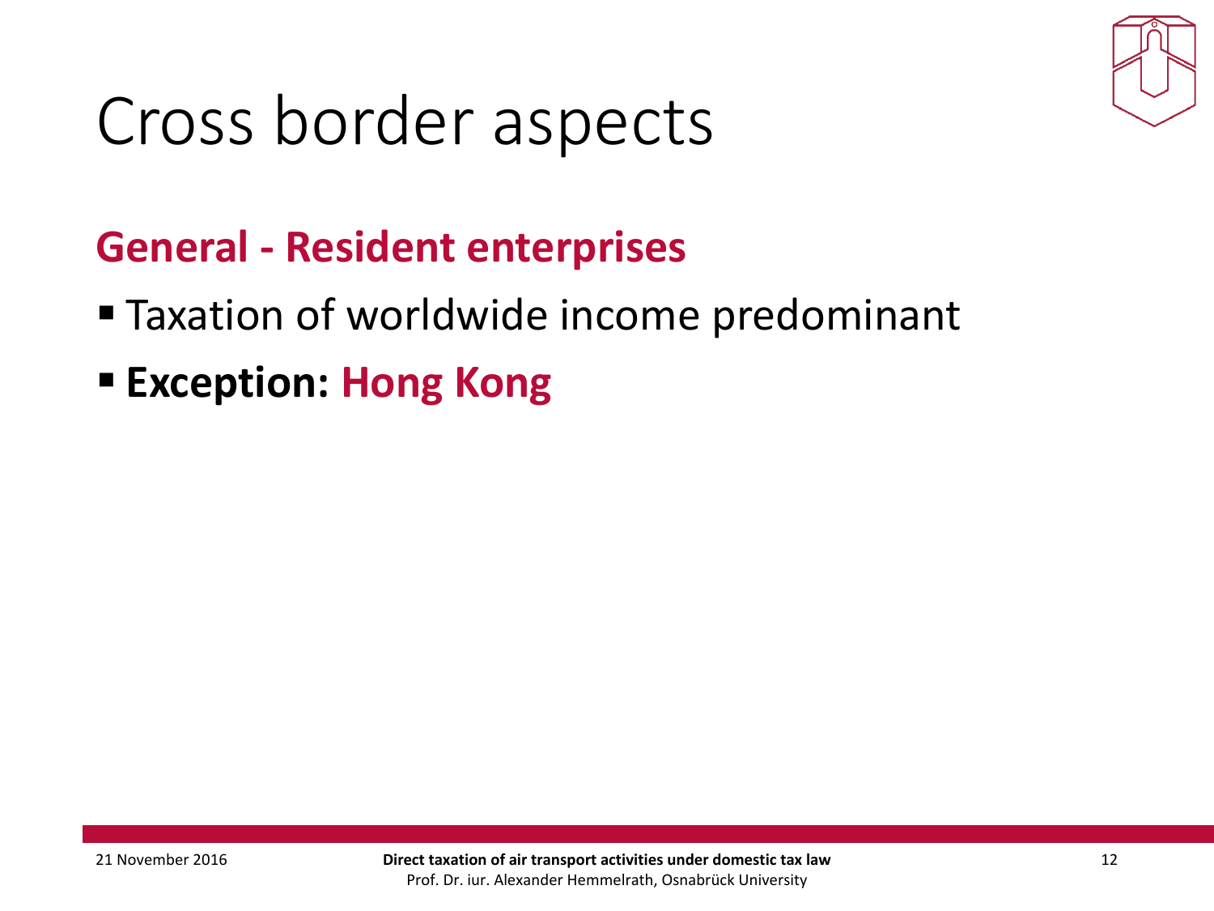# Cross border aspects

## General - Resident enterprises

- Taxation of worldwide income predominant
- **Exception: Hong Kong**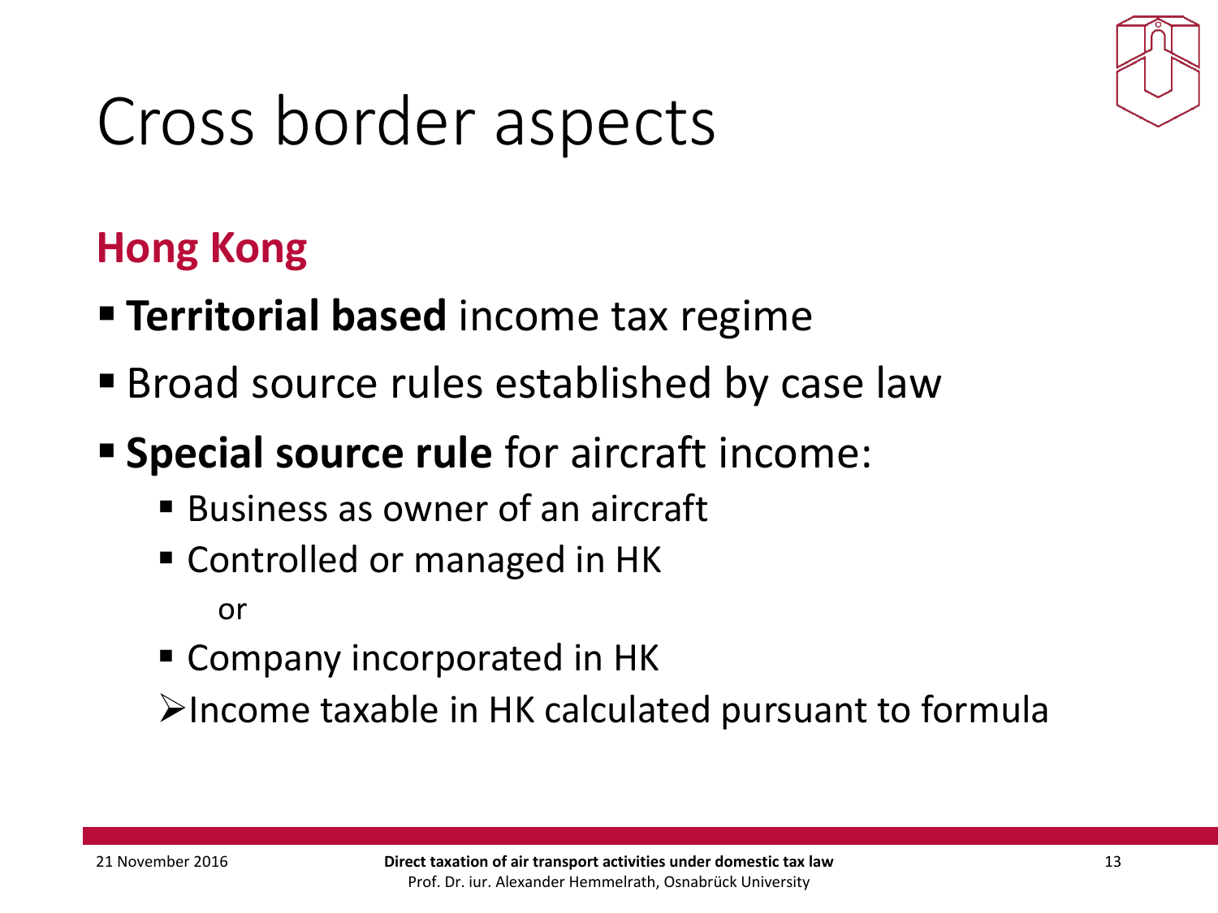# Cross border aspects

## Hong Kong

- **Territorial based** income tax regime
- Broad source rules established by case law
- **Special source rule** for aircraft income:
  - Business as owner of an aircraft
  - Controlled or managed in HK

    or

  - Company incorporated in HK

  ➢ Income taxable in HK calculated pursuant to formula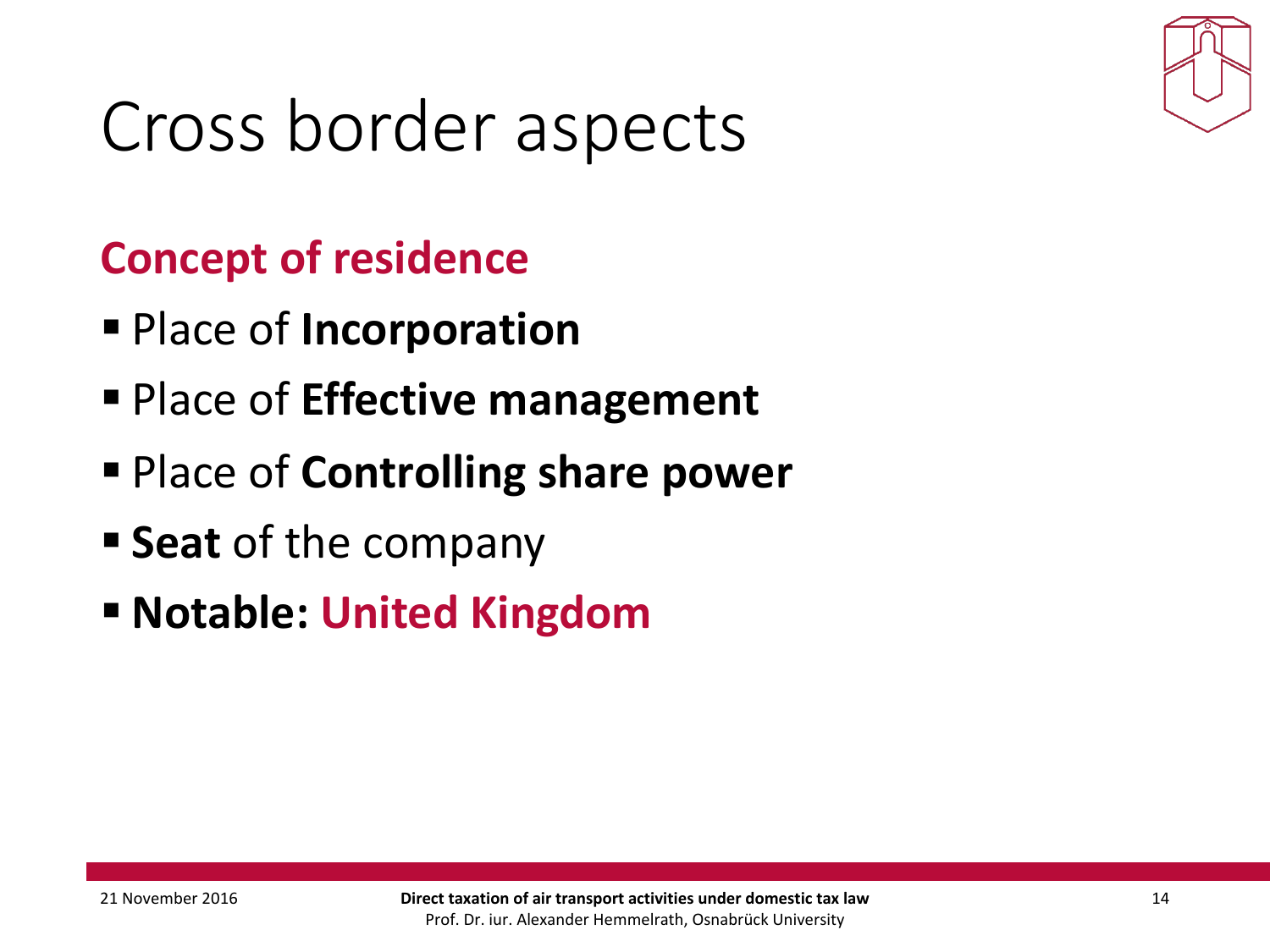# Cross border aspects

## Concept of residence

- Place of **Incorporation**
- Place of **Effective management**
- Place of **Controlling share power**
- **Seat** of the company
- **Notable: United Kingdom**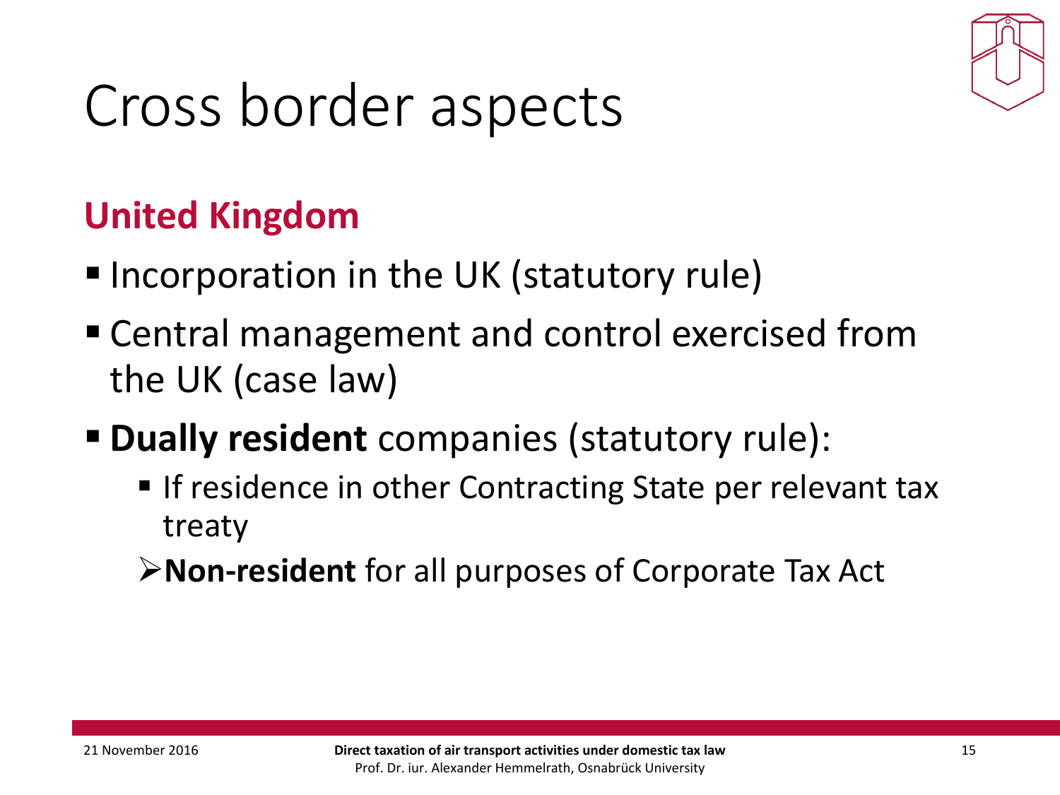# Cross border aspects

## United Kingdom

- Incorporation in the UK (statutory rule)
- Central management and control exercised from the UK (case law)
- **Dually resident** companies (statutory rule):
  - If residence in other Contracting State per relevant tax treaty

➢ **Non-resident** for all purposes of Corporate Tax Act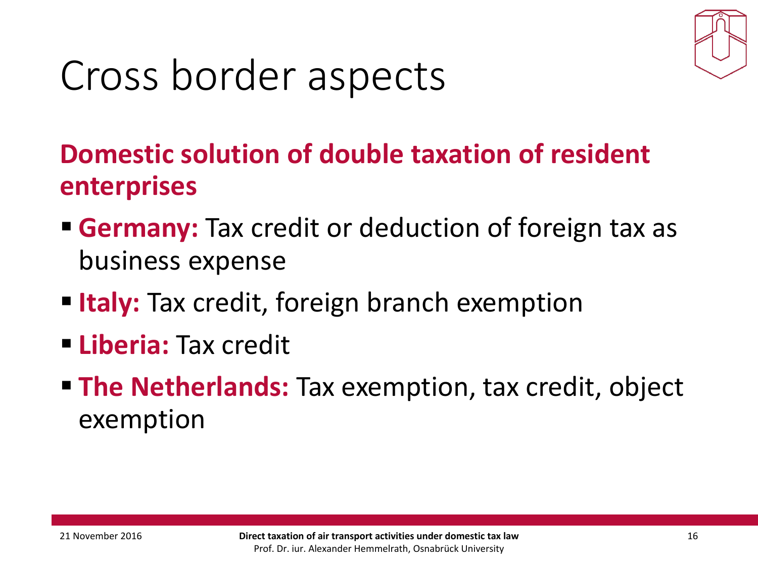# Cross border aspects

## Domestic solution of double taxation of resident enterprises

- **Germany:** Tax credit or deduction of foreign tax as business expense
- **Italy:** Tax credit, foreign branch exemption
- **Liberia:** Tax credit
- **The Netherlands:** Tax exemption, tax credit, object exemption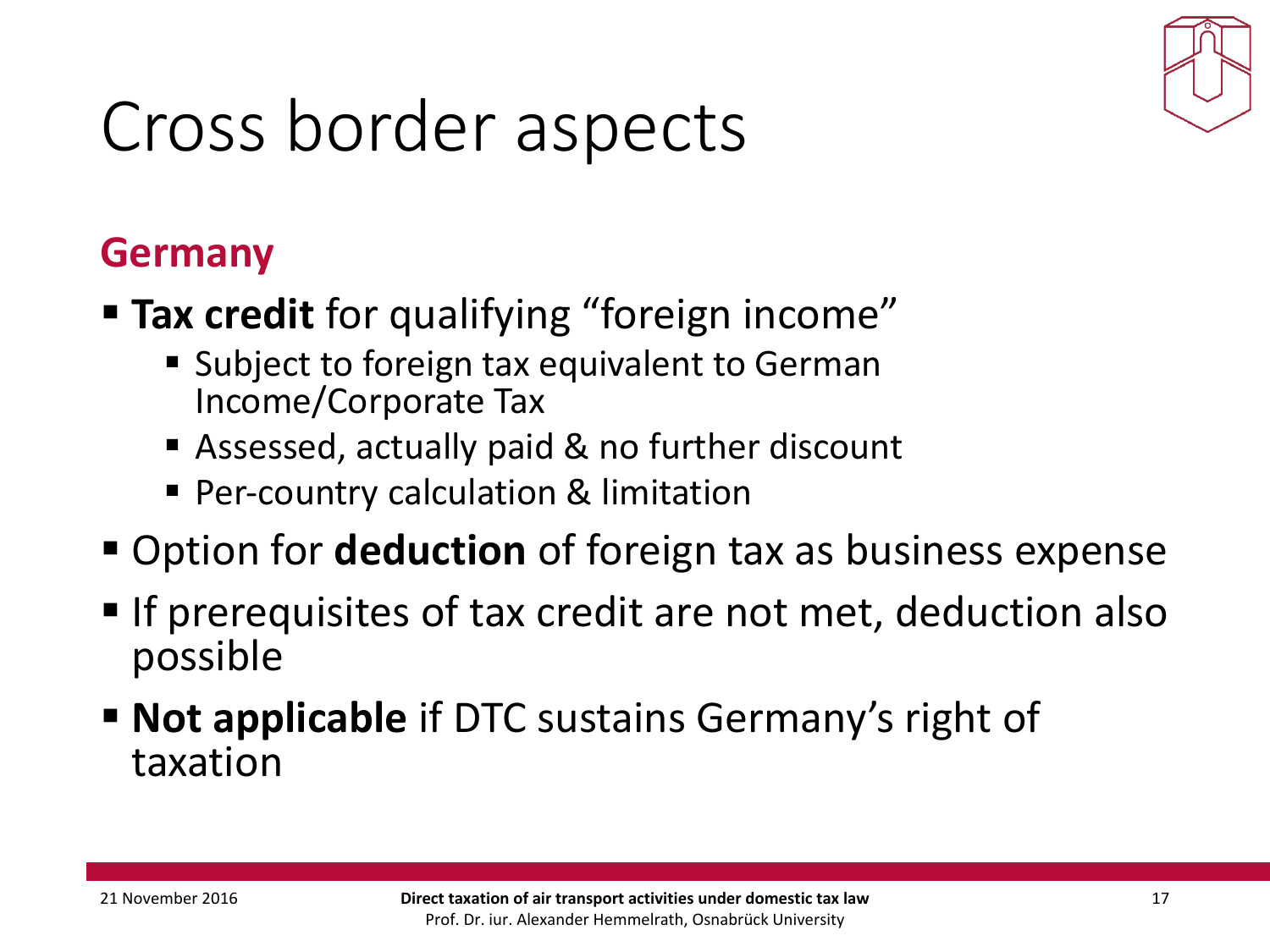# Cross border aspects

## Germany

- **Tax credit** for qualifying "foreign income"
  - Subject to foreign tax equivalent to German Income/Corporate Tax
  - Assessed, actually paid & no further discount
  - Per-country calculation & limitation
- Option for **deduction** of foreign tax as business expense
- If prerequisites of tax credit are not met, deduction also possible
- **Not applicable** if DTC sustains Germany's right of taxation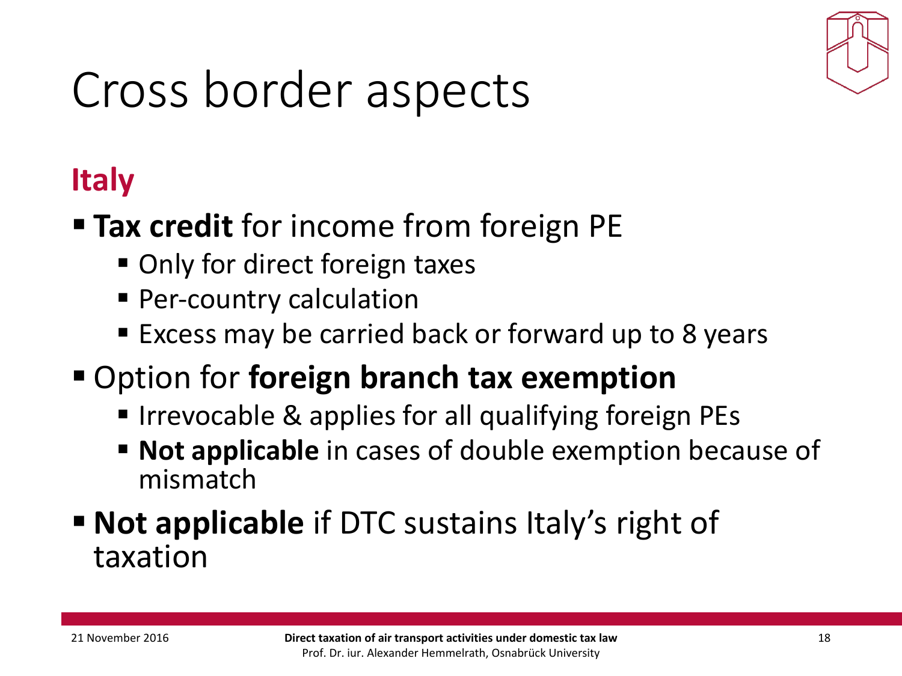# Cross border aspects

## Italy

- **Tax credit** for income from foreign PE
  - Only for direct foreign taxes
  - Per-country calculation
  - Excess may be carried back or forward up to 8 years
- Option for **foreign branch tax exemption**
  - Irrevocable & applies for all qualifying foreign PEs
  - **Not applicable** in cases of double exemption because of mismatch
- **Not applicable** if DTC sustains Italy's right of taxation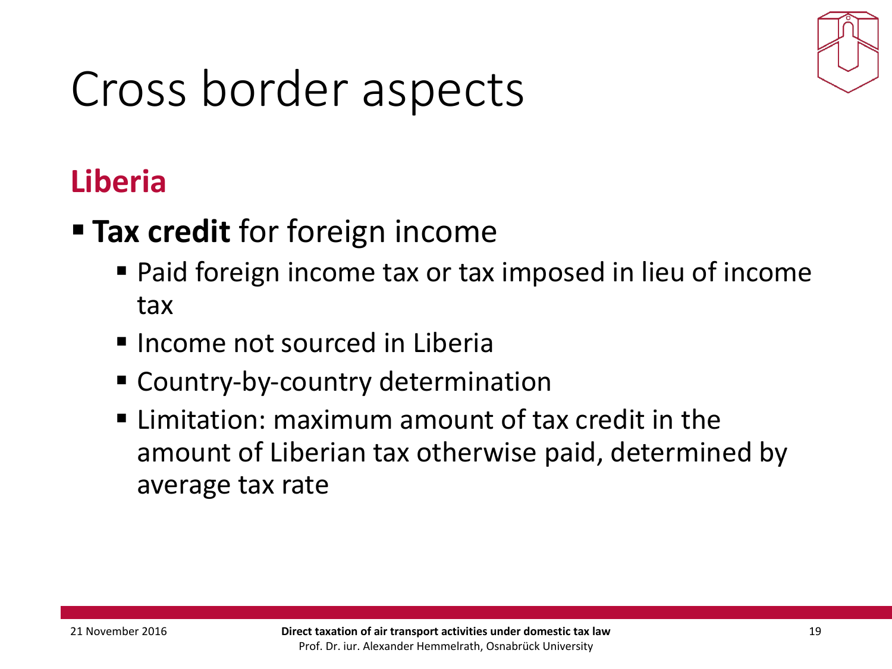# Cross border aspects

## Liberia

- **Tax credit** for foreign income
  - Paid foreign income tax or tax imposed in lieu of income tax
  - Income not sourced in Liberia
  - Country-by-country determination
  - Limitation: maximum amount of tax credit in the amount of Liberian tax otherwise paid, determined by average tax rate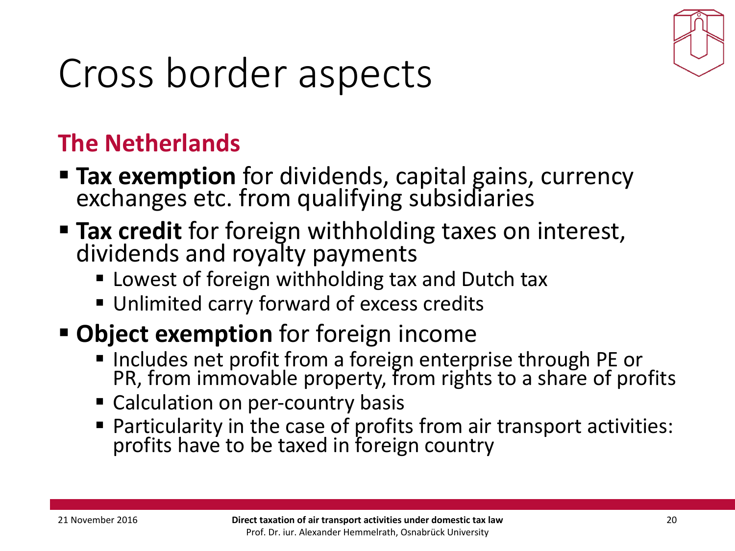# Cross border aspects

## The Netherlands

- **Tax exemption** for dividends, capital gains, currency exchanges etc. from qualifying subsidiaries
- **Tax credit** for foreign withholding taxes on interest, dividends and royalty payments
  - Lowest of foreign withholding tax and Dutch tax
  - Unlimited carry forward of excess credits
- **Object exemption** for foreign income
  - Includes net profit from a foreign enterprise through PE or PR, from immovable property, from rights to a share of profits
  - Calculation on per-country basis
  - Particularity in the case of profits from air transport activities: profits have to be taxed in foreign country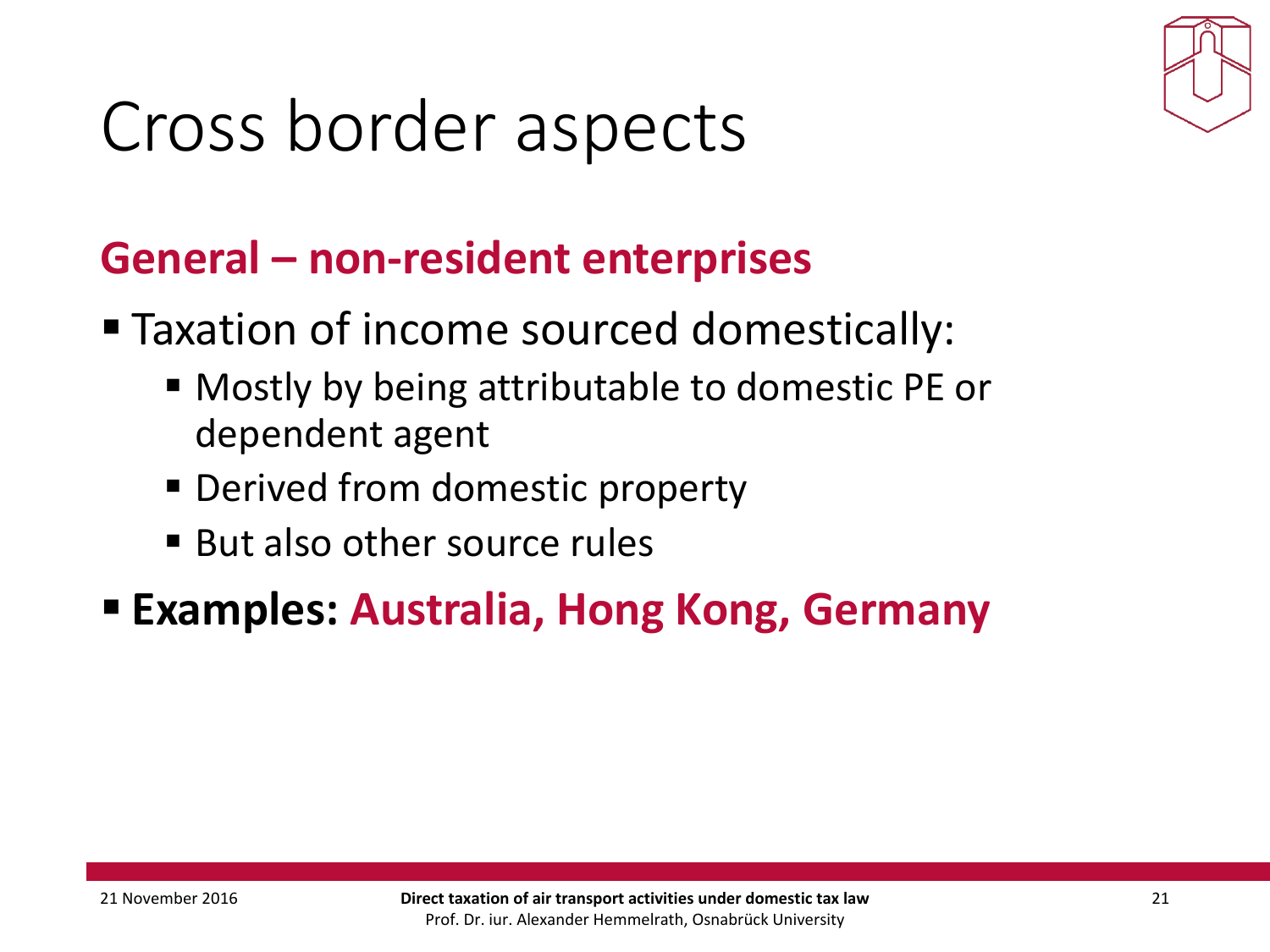# Cross border aspects

## General – non-resident enterprises

- Taxation of income sourced domestically:
  - Mostly by being attributable to domestic PE or dependent agent
  - Derived from domestic property
  - But also other source rules
- **Examples: Australia, Hong Kong, Germany**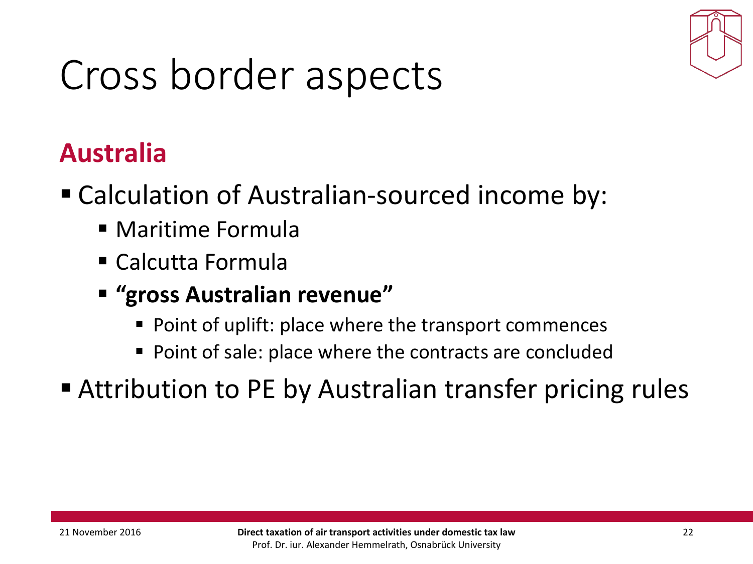# Cross border aspects

## Australia

- Calculation of Australian-sourced income by:
  - Maritime Formula
  - Calcutta Formula
  - **“gross Australian revenue”**
    - Point of uplift: place where the transport commences
    - Point of sale: place where the contracts are concluded
- Attribution to PE by Australian transfer pricing rules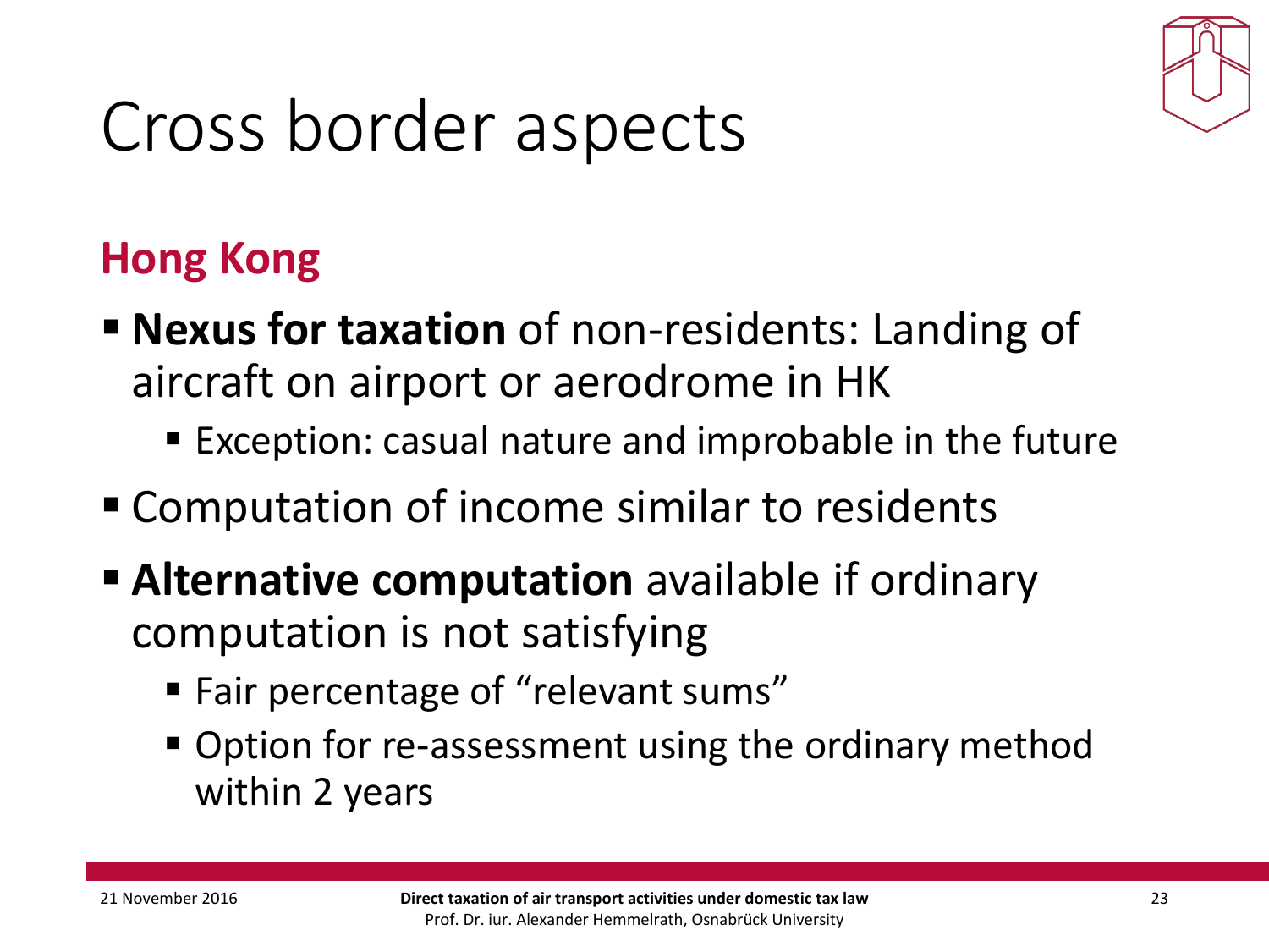# Cross border aspects

## Hong Kong

- **Nexus for taxation** of non-residents: Landing of aircraft on airport or aerodrome in HK
  - Exception: casual nature and improbable in the future
- Computation of income similar to residents
- **Alternative computation** available if ordinary computation is not satisfying
  - Fair percentage of "relevant sums"
  - Option for re-assessment using the ordinary method within 2 years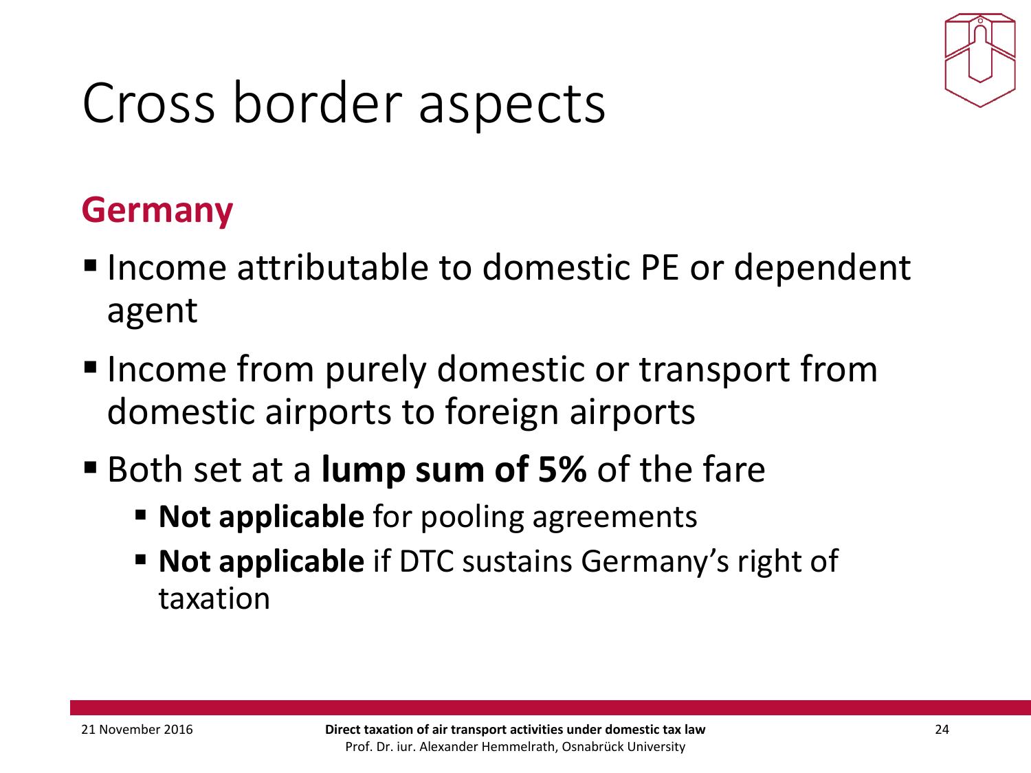# Cross border aspects

## Germany

- Income attributable to domestic PE or dependent agent
- Income from purely domestic or transport from domestic airports to foreign airports
- Both set at a **lump sum of 5%** of the fare
  - **Not applicable** for pooling agreements
  - **Not applicable** if DTC sustains Germany's right of taxation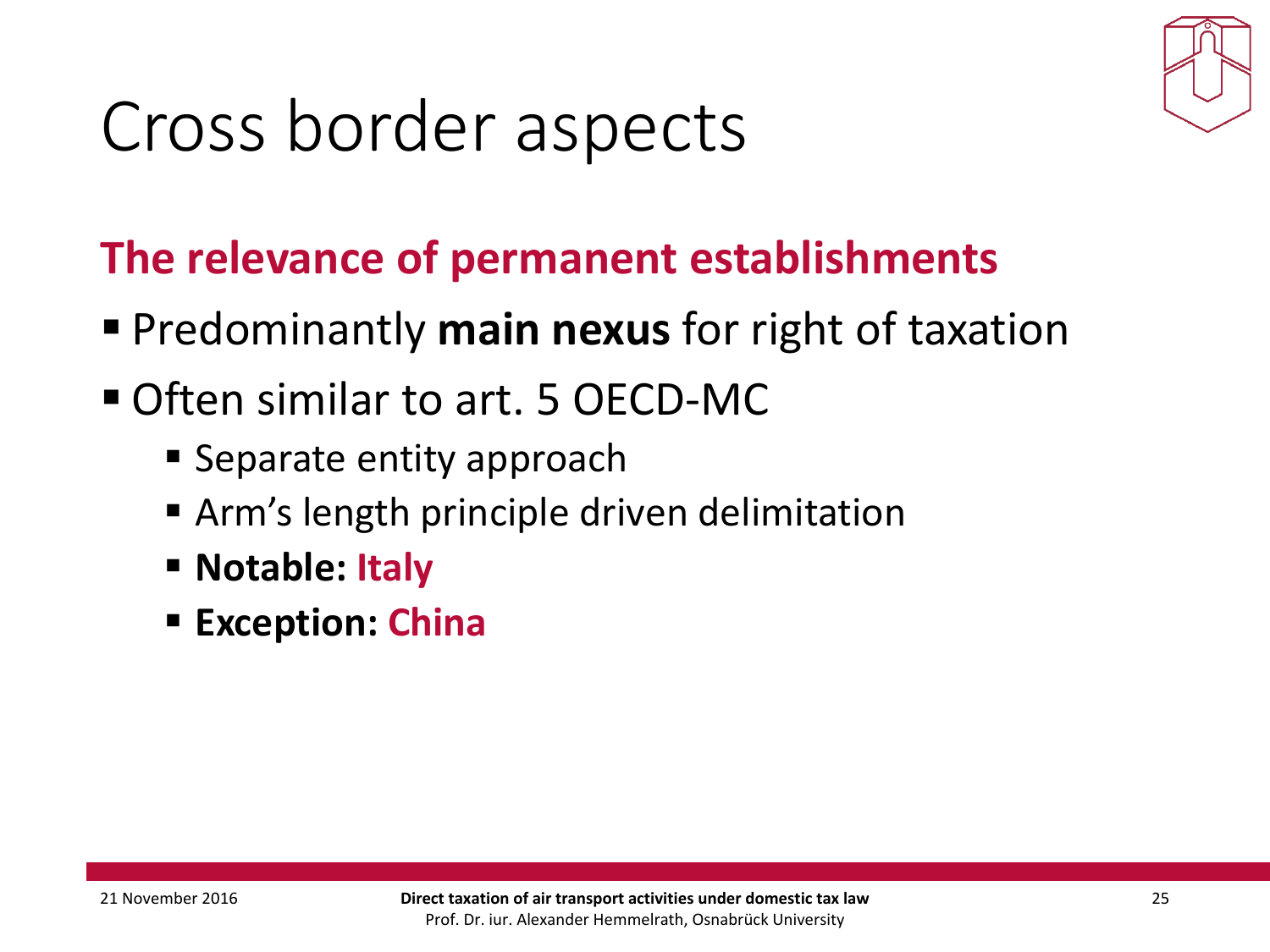# Cross border aspects

## The relevance of permanent establishments

- Predominantly **main nexus** for right of taxation
- Often similar to art. 5 OECD-MC
  - Separate entity approach
  - Arm's length principle driven delimitation
  - **Notable: Italy**
  - **Exception: China**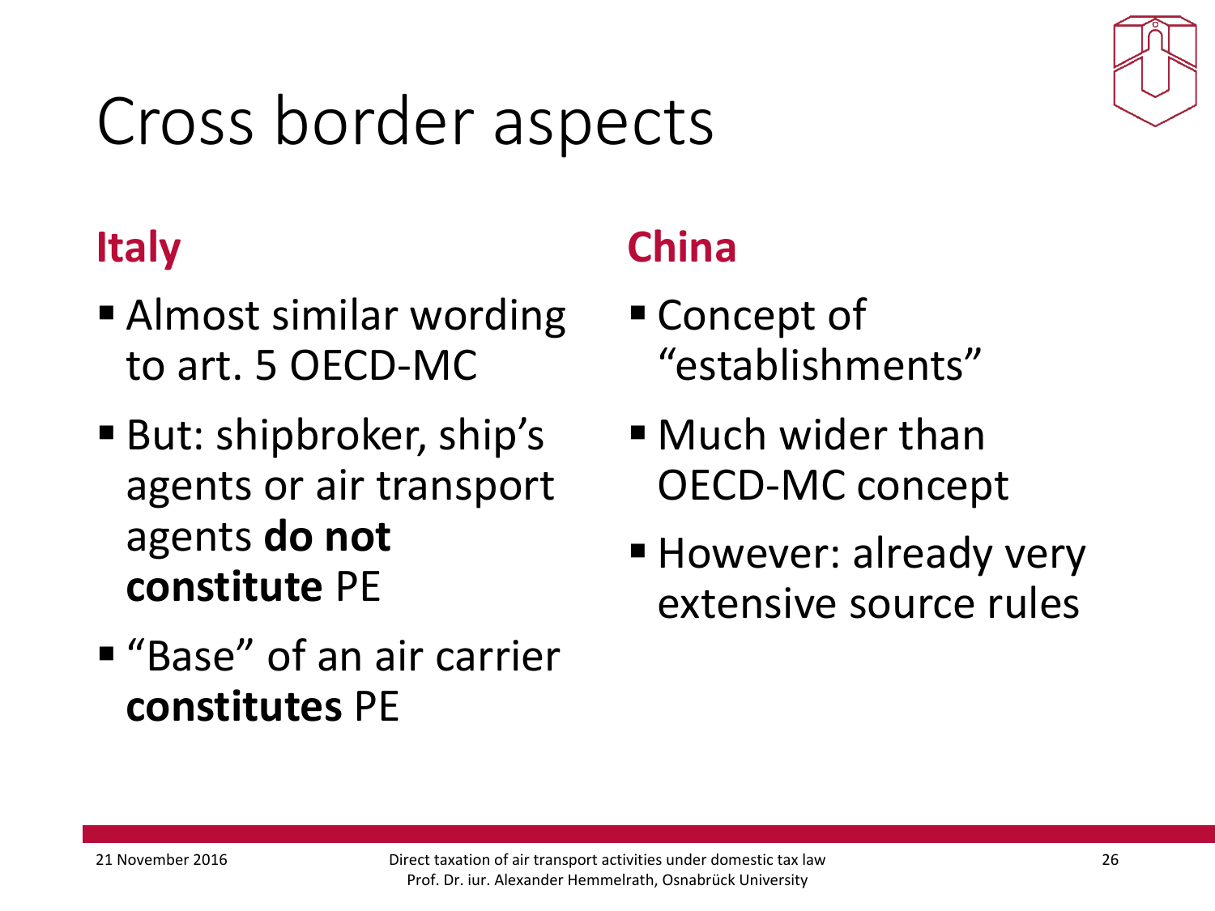# Cross border aspects

## Italy

- Almost similar wording to art. 5 OECD-MC
- But: shipbroker, ship's agents or air transport agents **do not constitute** PE
- "Base" of an air carrier **constitutes** PE

## China

- Concept of "establishments"
- Much wider than OECD-MC concept
- However: already very extensive source rules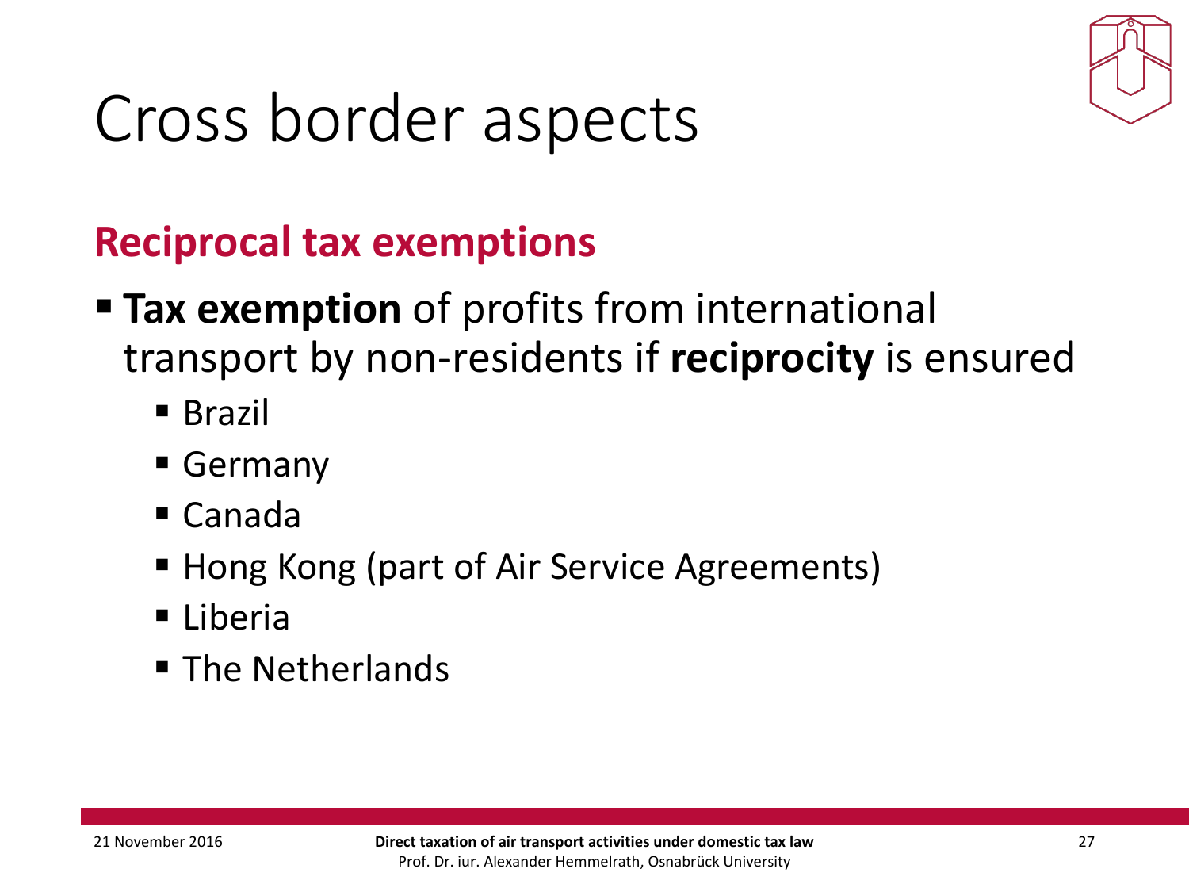# Cross border aspects

## Reciprocal tax exemptions

- **Tax exemption** of profits from international transport by non-residents if **reciprocity** is ensured
  - Brazil
  - Germany
  - Canada
  - Hong Kong (part of Air Service Agreements)
  - Liberia
  - The Netherlands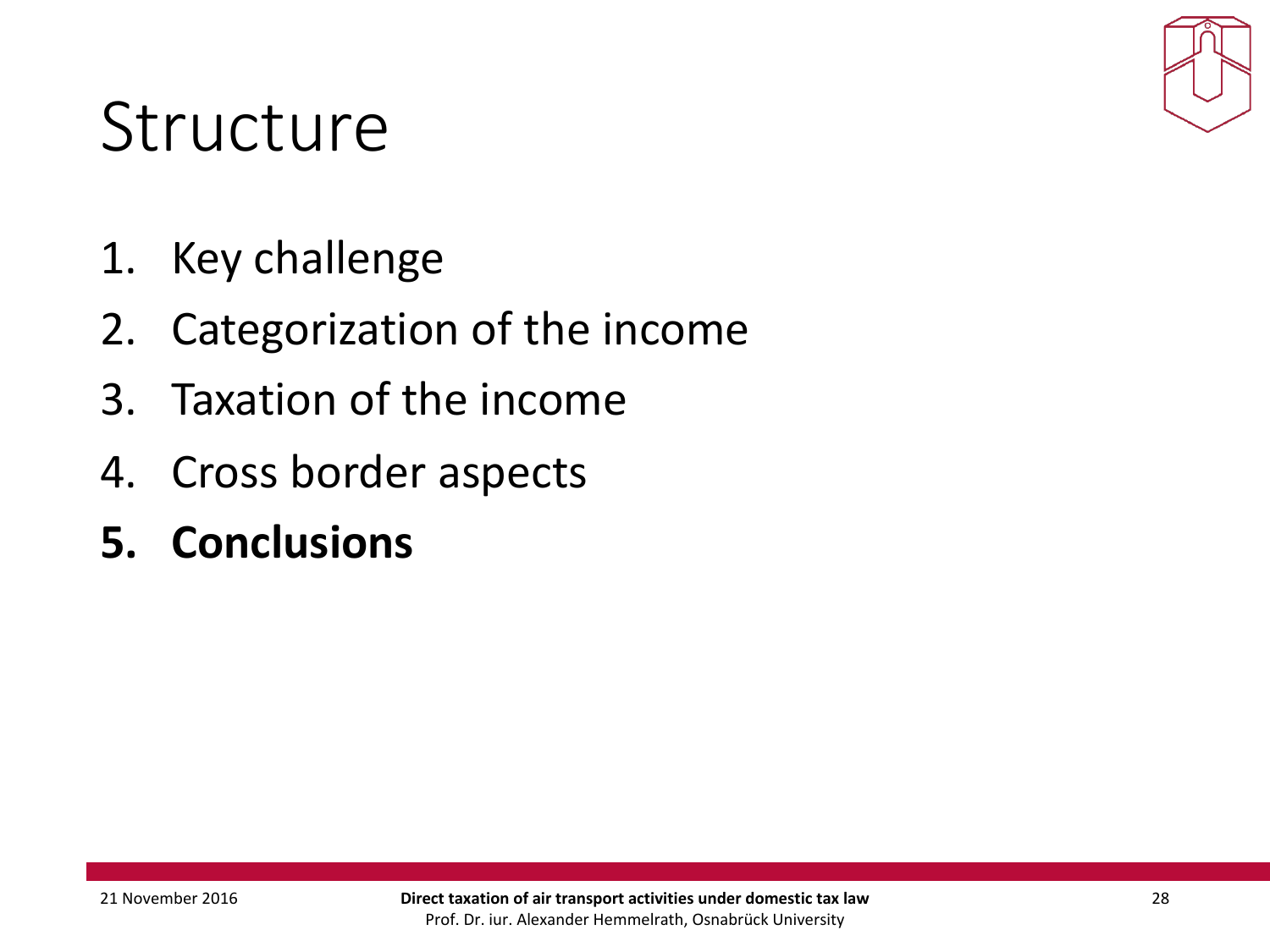# Structure

1. Key challenge
2. Categorization of the income
3. Taxation of the income
4. Cross border aspects
5. **Conclusions**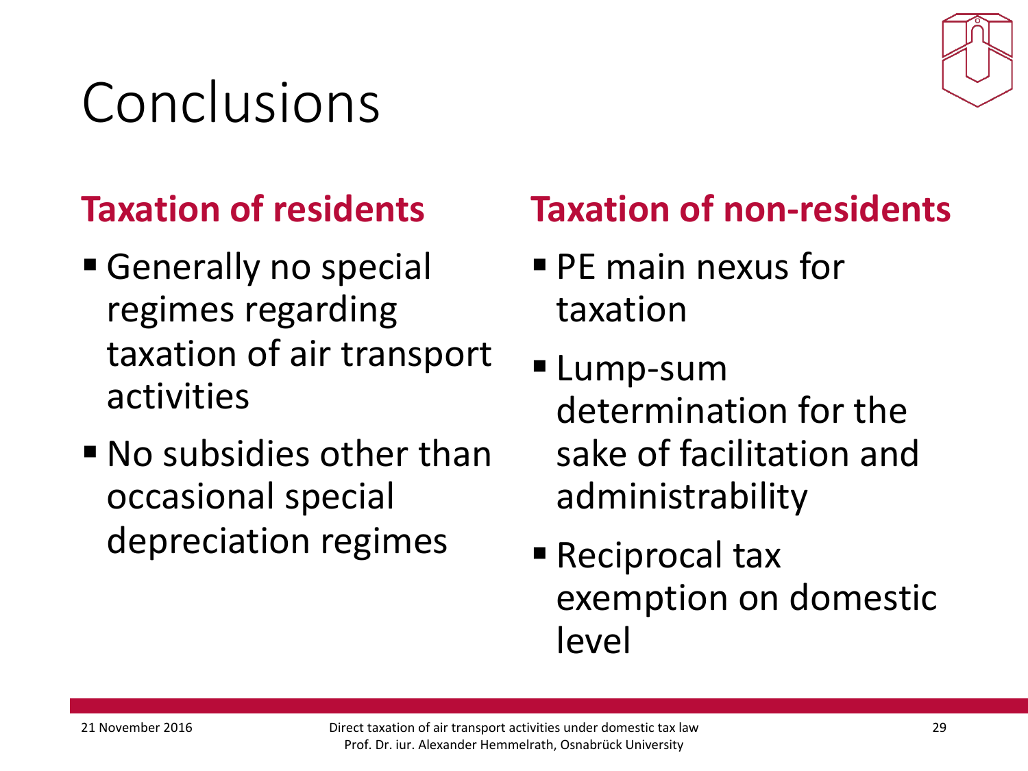# Conclusions

## Taxation of residents

- Generally no special regimes regarding taxation of air transport activities
- No subsidies other than occasional special depreciation regimes

## Taxation of non-residents

- PE main nexus for taxation
- Lump-sum determination for the sake of facilitation and administrability
- Reciprocal tax exemption on domestic level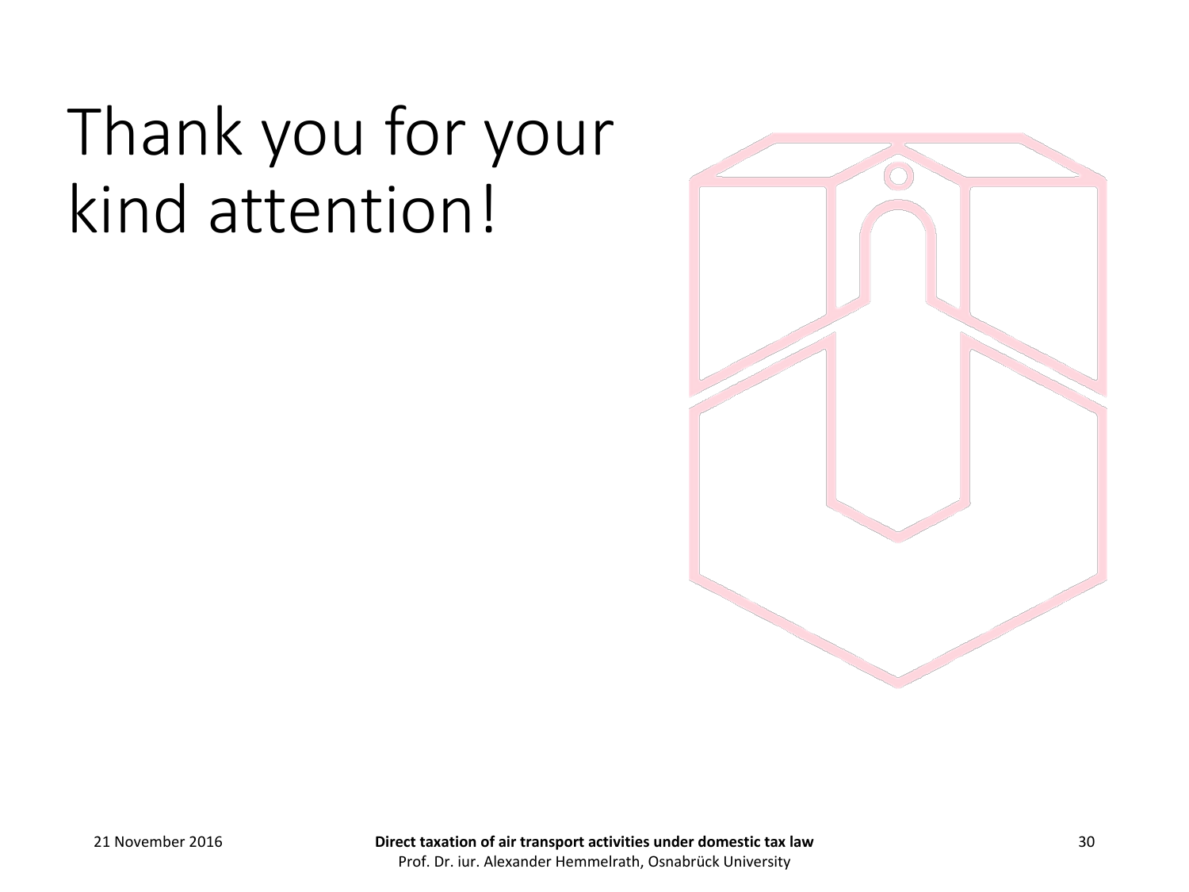# Thank you for your kind attention!